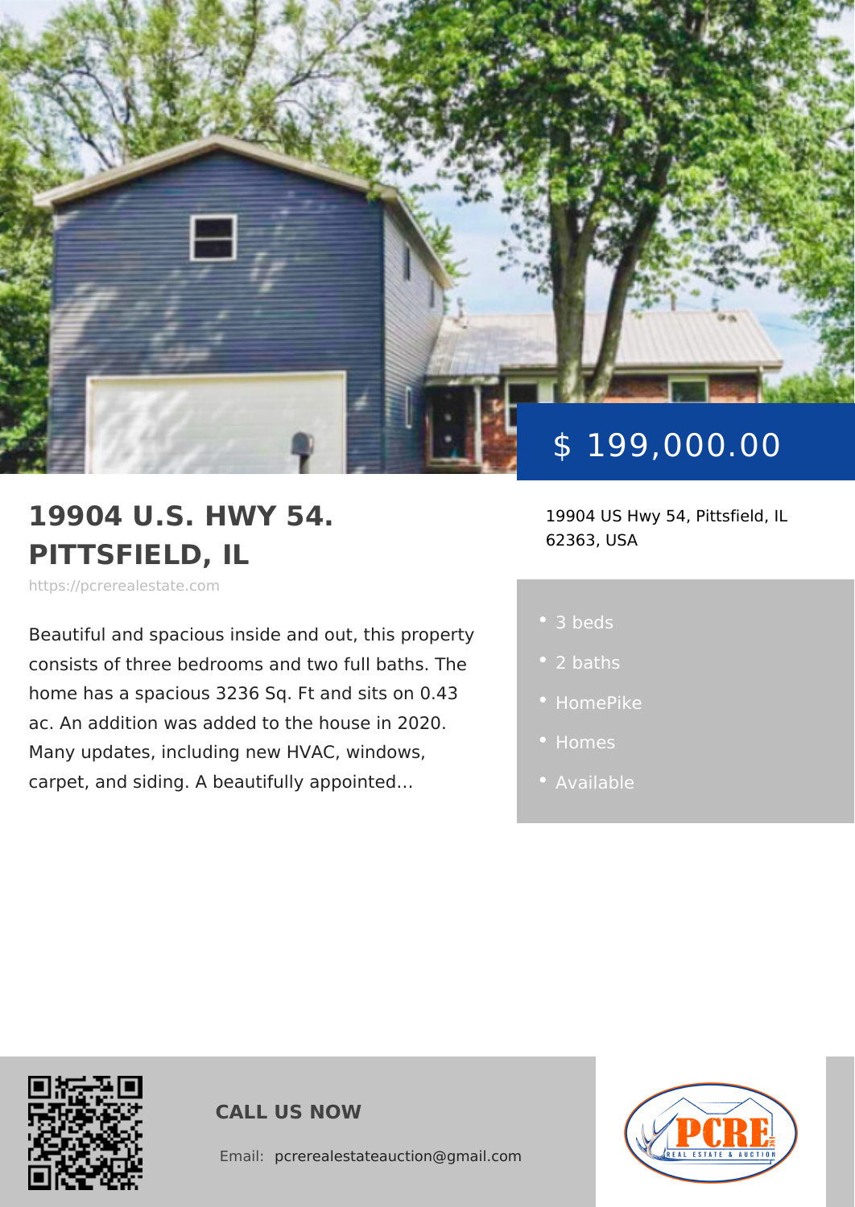$ 199,000.00

# 19904 U.S. HWY 54. PITTSFIELD, IL

https://pcrerealestate.com

19904 US Hwy 54, Pittsfield, IL 62363, USA

Beautiful and spacious inside and out, this property consists of three bedrooms and two full baths. The home has a spacious 3236 Sq. Ft and sits on 0.43 ac. An addition was added to the house in 2020. Many updates, including new HVAC, windows, carpet, and siding. A beautifully appointed…

- 3 beds
- 2 baths
- HomePike
- Homes
- Available

**CALL US NOW**

Email: pcrerealestateauction@gmail.com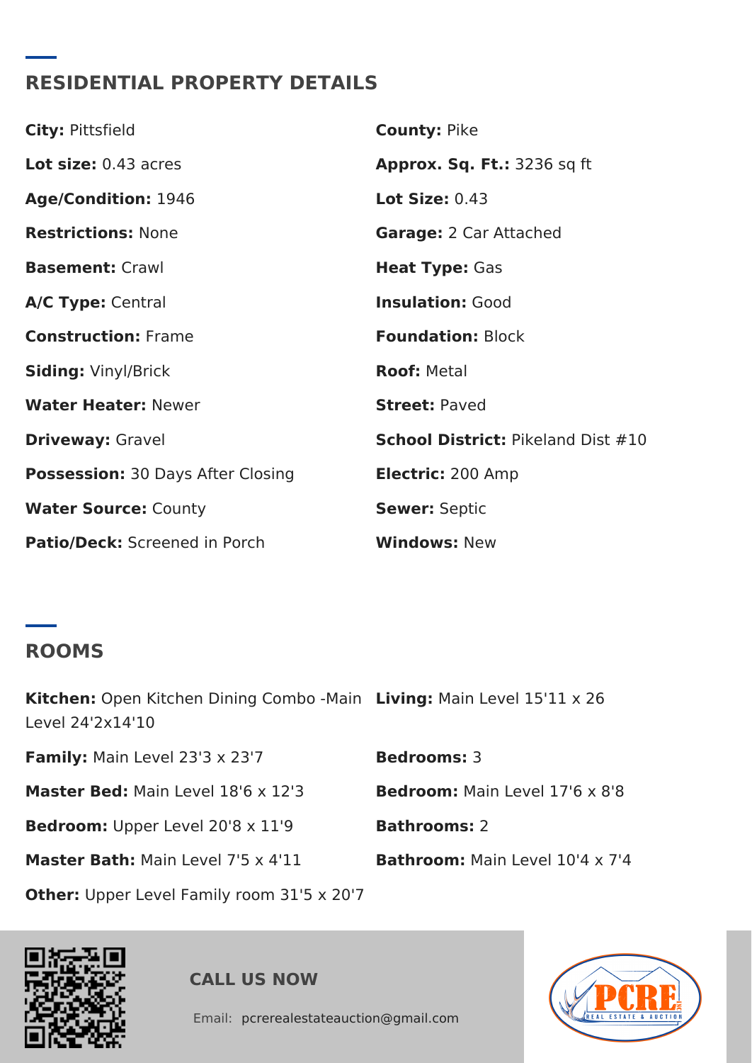## RESIDENTIAL PROPERTY DETAILS

**City:** Pittsfield

**County:** Pike

**Lot size:** 0.43 acres

**Approx. Sq. Ft.:** 3236 sq ft

**Age/Condition:** 1946

**Lot Size:** 0.43

**Restrictions:** None

**Garage:** 2 Car Attached

**Basement:** Crawl

**Heat Type:** Gas

**A/C Type:** Central

**Insulation:** Good

**Construction:** Frame

**Foundation:** Block

**Siding:** Vinyl/Brick

**Roof:** Metal

**Water Heater:** Newer

**Street:** Paved

**Driveway:** Gravel

**School District:** Pikeland Dist #10

**Possession:** 30 Days After Closing

**Electric:** 200 Amp

**Water Source:** County

**Sewer:** Septic

**Patio/Deck:** Screened in Porch

**Windows:** New

## ROOMS

**Kitchen:** Open Kitchen Dining Combo -Main Level 24'2x14'10

**Living:** Main Level 15'11 x 26

**Family:** Main Level 23'3 x 23'7

**Bedrooms:** 3

**Master Bed:** Main Level 18'6 x 12'3

**Bedroom:** Main Level 17'6 x 8'8

**Bedroom:** Upper Level 20'8 x 11'9

**Bathrooms:** 2

**Master Bath:** Main Level 7'5 x 4'11

**Bathroom:** Main Level 10'4 x 7'4

**Other:** Upper Level Family room 31'5 x 20'7

**CALL US NOW**

Email: pcrerealestateauction@gmail.com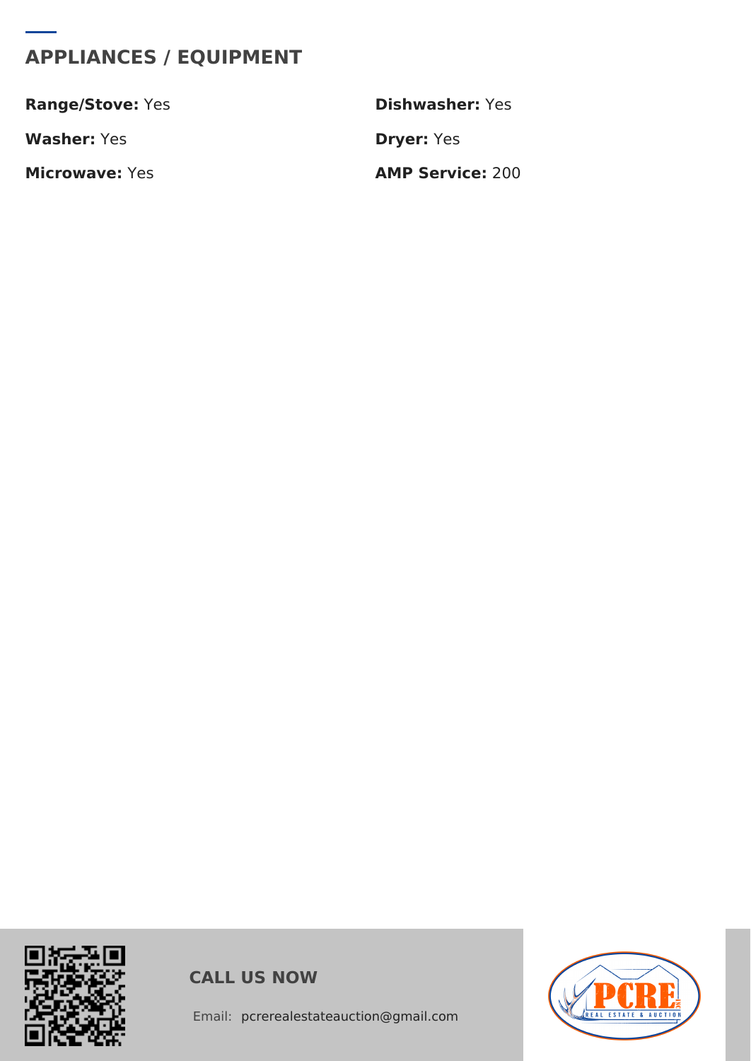## APPLIANCES / EQUIPMENT

**Range/Stove:** Yes

**Dishwasher:** Yes

**Washer:** Yes

**Dryer:** Yes

**Microwave:** Yes

**AMP Service:** 200

**CALL US NOW**

Email: pcrerealestateauction@gmail.com